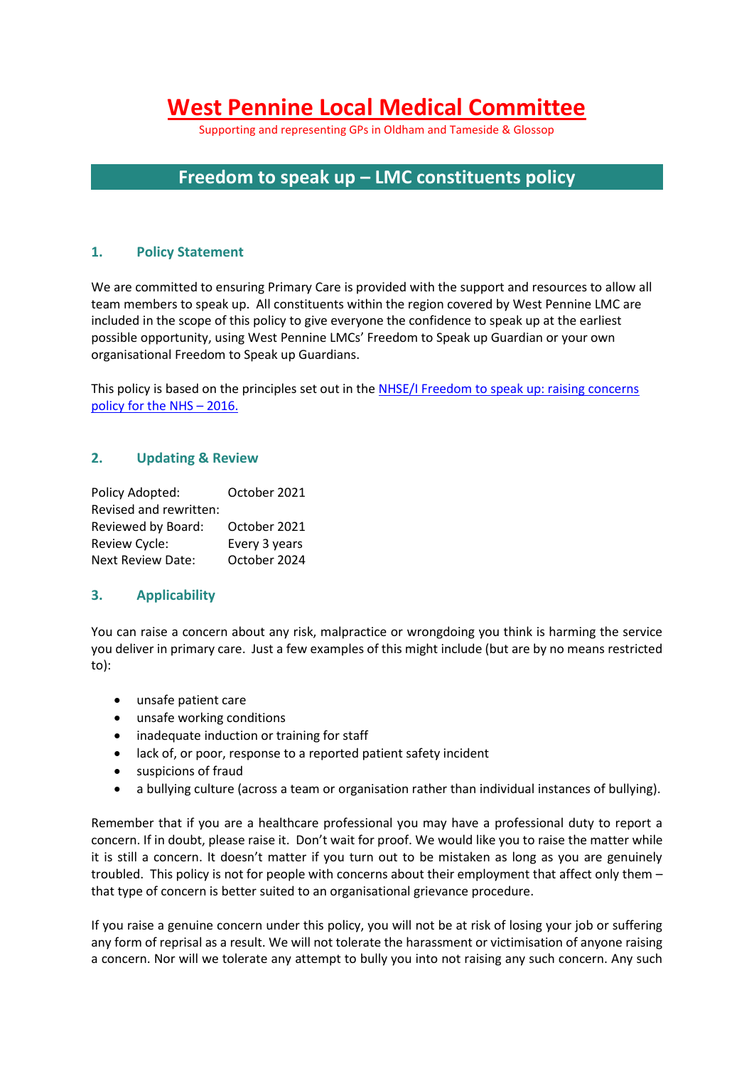# West Pennine Local Medical Committee

Supporting and representing GPs in Oldham and Tameside & Glossop

## Freedom to speak up – LMC constituents policy

### 1. Policy Statement

We are committed to ensuring Primary Care is provided with the support and resources to allow all team members to speak up. All constituents within the region covered by West Pennine LMC are included in the scope of this policy to give everyone the confidence to speak up at the earliest possible opportunity, using West Pennine LMCs' Freedom to Speak up Guardian or your own organisational Freedom to Speak up Guardians.

This policy is based on the principles set out in the [NHSE/I Freedom to speak up: raising concerns policy for the NHS – 2016.]

### 2. Updating & Review

| | |
|---|---|
| Policy Adopted: | October 2021 |
| Revised and rewritten: | |
| Reviewed by Board: | October 2021 |
| Review Cycle: | Every 3 years |
| Next Review Date: | October 2024 |

### 3. Applicability

You can raise a concern about any risk, malpractice or wrongdoing you think is harming the service you deliver in primary care. Just a few examples of this might include (but are by no means restricted to):

- unsafe patient care
- unsafe working conditions
- inadequate induction or training for staff
- lack of, or poor, response to a reported patient safety incident
- suspicions of fraud
- a bullying culture (across a team or organisation rather than individual instances of bullying).

Remember that if you are a healthcare professional you may have a professional duty to report a concern. If in doubt, please raise it. Don't wait for proof. We would like you to raise the matter while it is still a concern. It doesn't matter if you turn out to be mistaken as long as you are genuinely troubled. This policy is not for people with concerns about their employment that affect only them – that type of concern is better suited to an organisational grievance procedure.

If you raise a genuine concern under this policy, you will not be at risk of losing your job or suffering any form of reprisal as a result. We will not tolerate the harassment or victimisation of anyone raising a concern. Nor will we tolerate any attempt to bully you into not raising any such concern. Any such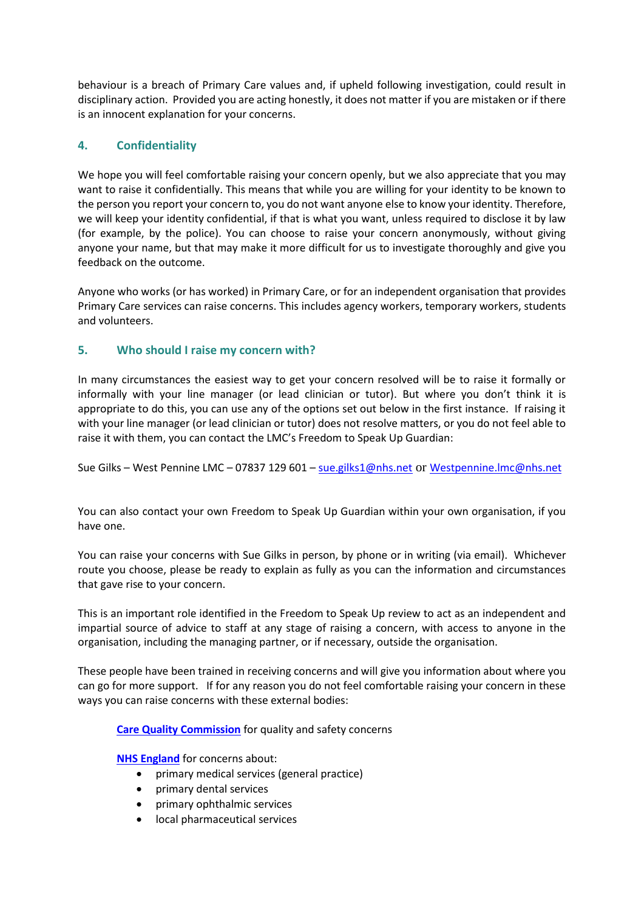behaviour is a breach of Primary Care values and, if upheld following investigation, could result in disciplinary action. Provided you are acting honestly, it does not matter if you are mistaken or if there is an innocent explanation for your concerns.

## 4. Confidentiality

We hope you will feel comfortable raising your concern openly, but we also appreciate that you may want to raise it confidentially. This means that while you are willing for your identity to be known to the person you report your concern to, you do not want anyone else to know your identity. Therefore, we will keep your identity confidential, if that is what you want, unless required to disclose it by law (for example, by the police). You can choose to raise your concern anonymously, without giving anyone your name, but that may make it more difficult for us to investigate thoroughly and give you feedback on the outcome.

Anyone who works (or has worked) in Primary Care, or for an independent organisation that provides Primary Care services can raise concerns. This includes agency workers, temporary workers, students and volunteers.

## 5. Who should I raise my concern with?

In many circumstances the easiest way to get your concern resolved will be to raise it formally or informally with your line manager (or lead clinician or tutor). But where you don't think it is appropriate to do this, you can use any of the options set out below in the first instance. If raising it with your line manager (or lead clinician or tutor) does not resolve matters, or you do not feel able to raise it with them, you can contact the LMC's Freedom to Speak Up Guardian:

Sue Gilks – West Pennine LMC – 07837 129 601 – sue.gilks1@nhs.net or Westpennine.lmc@nhs.net

You can also contact your own Freedom to Speak Up Guardian within your own organisation, if you have one.

You can raise your concerns with Sue Gilks in person, by phone or in writing (via email). Whichever route you choose, please be ready to explain as fully as you can the information and circumstances that gave rise to your concern.

This is an important role identified in the Freedom to Speak Up review to act as an independent and impartial source of advice to staff at any stage of raising a concern, with access to anyone in the organisation, including the managing partner, or if necessary, outside the organisation.

These people have been trained in receiving concerns and will give you information about where you can go for more support. If for any reason you do not feel comfortable raising your concern in these ways you can raise concerns with these external bodies:

**Care Quality Commission** for quality and safety concerns

**NHS England** for concerns about:

- primary medical services (general practice)
- primary dental services
- primary ophthalmic services
- local pharmaceutical services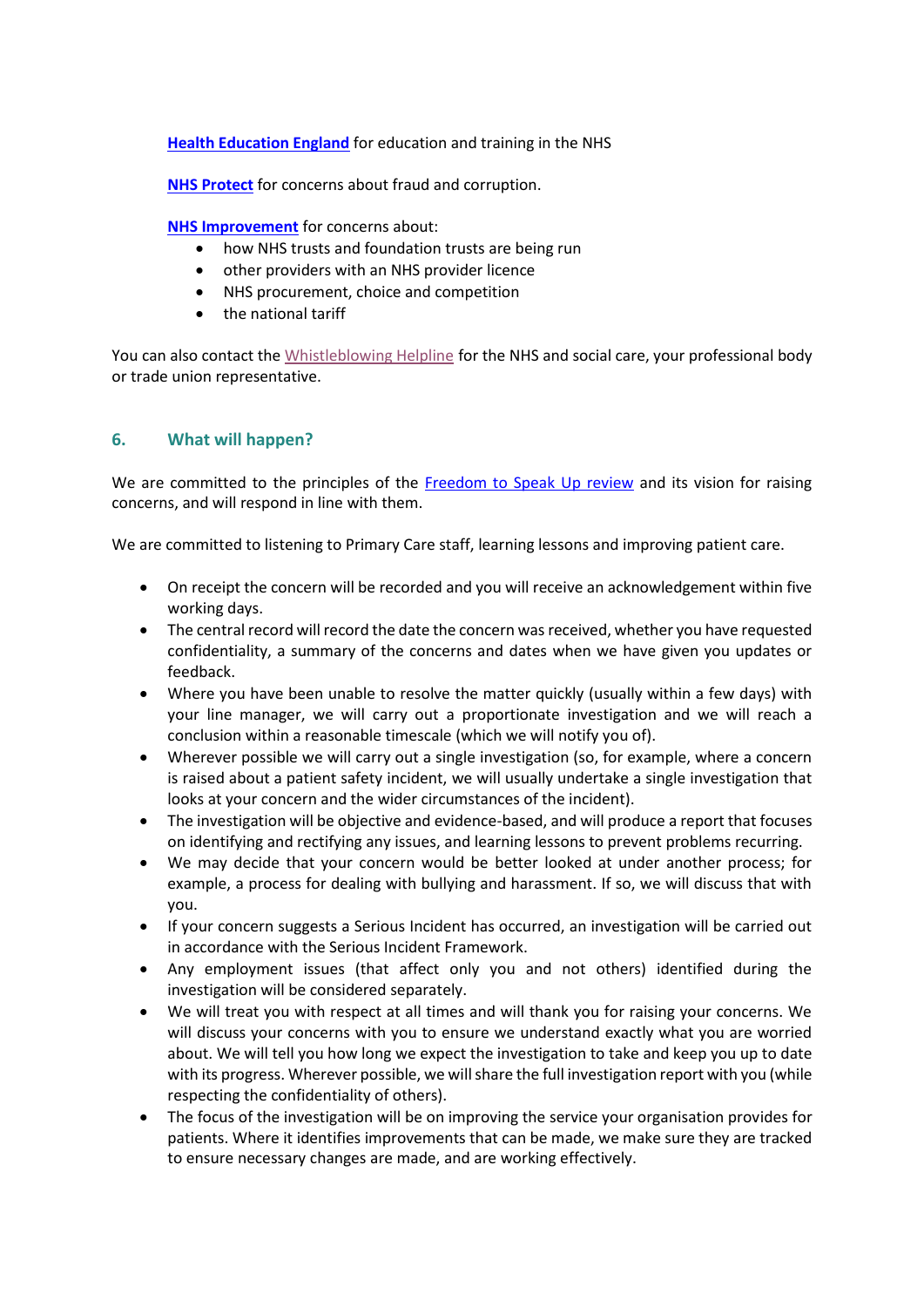**Health Education England** for education and training in the NHS

**NHS Protect** for concerns about fraud and corruption.

**NHS Improvement** for concerns about:

- how NHS trusts and foundation trusts are being run
- other providers with an NHS provider licence
- NHS procurement, choice and competition
- the national tariff

You can also contact the Whistleblowing Helpline for the NHS and social care, your professional body or trade union representative.

## 6. What will happen?

We are committed to the principles of the Freedom to Speak Up review and its vision for raising concerns, and will respond in line with them.

We are committed to listening to Primary Care staff, learning lessons and improving patient care.

- On receipt the concern will be recorded and you will receive an acknowledgement within five working days.
- The central record will record the date the concern was received, whether you have requested confidentiality, a summary of the concerns and dates when we have given you updates or feedback.
- Where you have been unable to resolve the matter quickly (usually within a few days) with your line manager, we will carry out a proportionate investigation and we will reach a conclusion within a reasonable timescale (which we will notify you of).
- Wherever possible we will carry out a single investigation (so, for example, where a concern is raised about a patient safety incident, we will usually undertake a single investigation that looks at your concern and the wider circumstances of the incident).
- The investigation will be objective and evidence-based, and will produce a report that focuses on identifying and rectifying any issues, and learning lessons to prevent problems recurring.
- We may decide that your concern would be better looked at under another process; for example, a process for dealing with bullying and harassment. If so, we will discuss that with you.
- If your concern suggests a Serious Incident has occurred, an investigation will be carried out in accordance with the Serious Incident Framework.
- Any employment issues (that affect only you and not others) identified during the investigation will be considered separately.
- We will treat you with respect at all times and will thank you for raising your concerns. We will discuss your concerns with you to ensure we understand exactly what you are worried about. We will tell you how long we expect the investigation to take and keep you up to date with its progress. Wherever possible, we will share the full investigation report with you (while respecting the confidentiality of others).
- The focus of the investigation will be on improving the service your organisation provides for patients. Where it identifies improvements that can be made, we make sure they are tracked to ensure necessary changes are made, and are working effectively.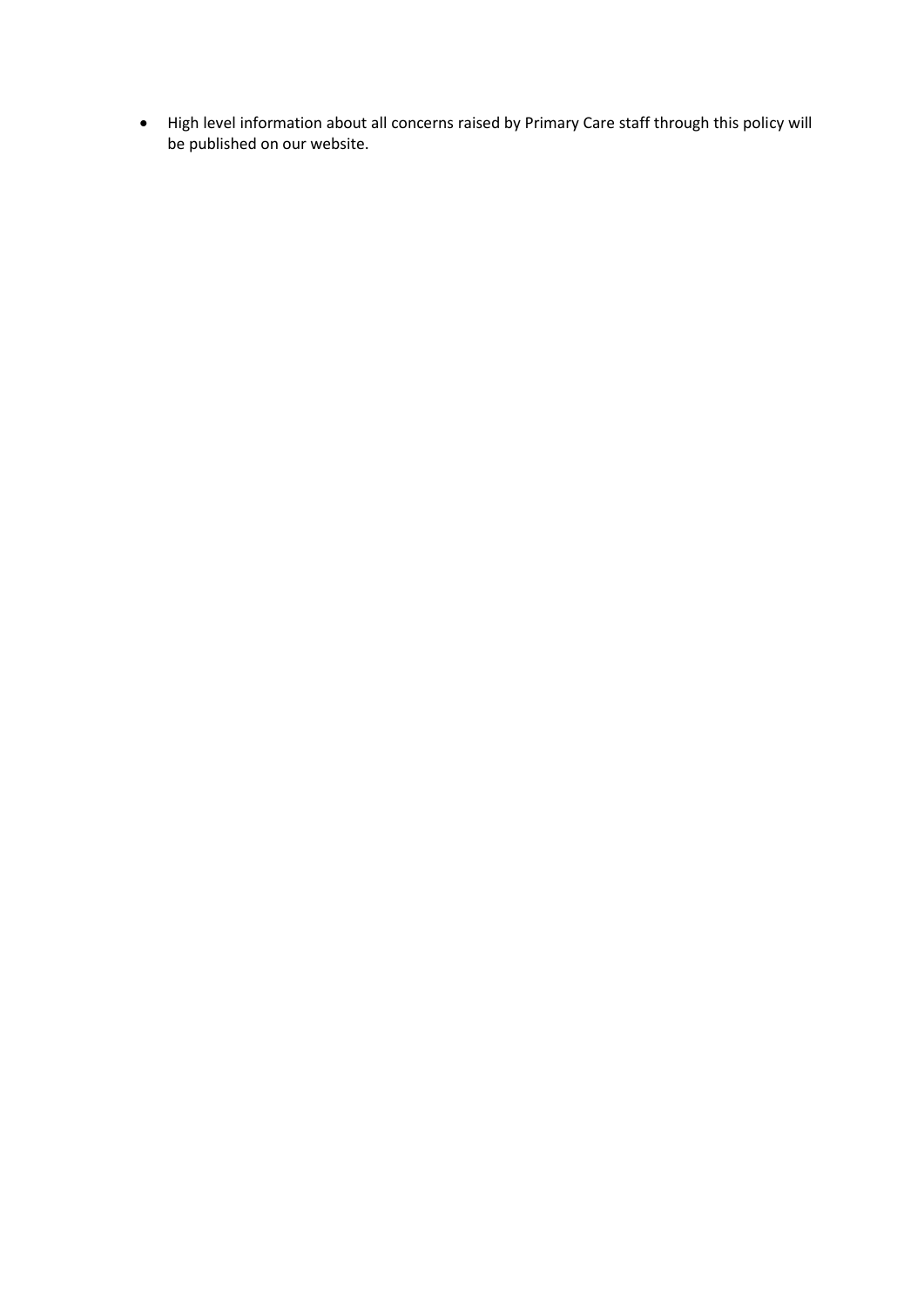- High level information about all concerns raised by Primary Care staff through this policy will be published on our website.